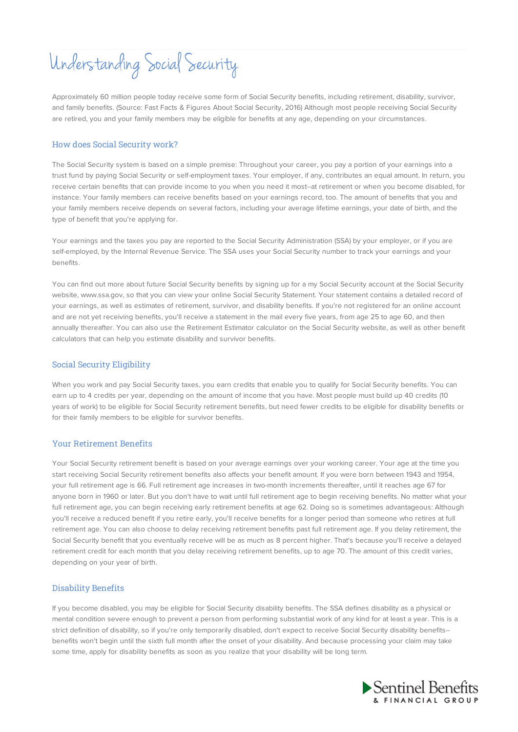# Understanding Social Security

Approximately 60 million people today receive some form of Social Security benefits, including retirement, disability, survivor, and family benefits. (Source: Fast Facts & Figures About Social Security, 2016) Although most people receiving Social Security are retired, you and your family members may be eligible for benefits at any age, depending on your circumstances.

## How does Social Security work?

The Social Security system is based on a simple premise: Throughout your career, you pay a portion of your earnings into a trust fund by paying Social Security or self-employment taxes. Your employer, if any, contributes an equal amount. In return, you receive certain benefits that can provide income to you when you need it most--at retirement or when you become disabled, for instance. Your family members can receive benefits based on your earnings record, too. The amount of benefits that you and your family members receive depends on several factors, including your average lifetime earnings, your date of birth, and the type of benefit that you're applying for.

Your earnings and the taxes you pay are reported to the Social Security Administration (SSA) by your employer, or if you are self-employed, by the Internal Revenue Service. The SSA uses your Social Security number to track your earnings and your benefits.

You can find out more about future Social Security benefits by signing up for a my Social Security account at the Social Security website, www.ssa.gov, so that you can view your online Social Security Statement. Your statement contains a detailed record of your earnings, as well as estimates of retirement, survivor, and disability benefits. If you're not registered for an online account and are not yet receiving benefits, you'll receive a statement in the mail every five years, from age 25 to age 60, and then annually thereafter. You can also use the Retirement Estimator calculator on the Social Security website, as well as other benefit calculators that can help you estimate disability and survivor benefits.

## Social Security Eligibility

When you work and pay Social Security taxes, you earn credits that enable you to qualify for Social Security benefits. You can earn up to 4 credits per year, depending on the amount of income that you have. Most people must build up 40 credits (10 years of work) to be eligible for Social Security retirement benefits, but need fewer credits to be eligible for disability benefits or for their family members to be eligible for survivor benefits.

## Your Retirement Benefits

Your Social Security retirement benefit is based on your average earnings over your working career. Your age at the time you start receiving Social Security retirement benefits also affects your benefit amount. If you were born between 1943 and 1954, your full retirement age is 66. Full retirement age increases in two-month increments thereafter, until it reaches age 67 for anyone born in 1960 or later. But you don't have to wait until full retirement age to begin receiving benefits. No matter what your full retirement age, you can begin receiving early retirement benefits at age 62. Doing so is sometimes advantageous: Although you'll receive a reduced benefit if you retire early, you'll receive benefits for a longer period than someone who retires at full retirement age. You can also choose to delay receiving retirement benefits past full retirement age. If you delay retirement, the Social Security benefit that you eventually receive will be as much as 8 percent higher. That's because you'll receive a delayed retirement credit for each month that you delay receiving retirement benefits, up to age 70. The amount of this credit varies, depending on your year of birth.

## Disability Benefits

If you become disabled, you may be eligible for Social Security disability benefits. The SSA defines disability as a physical or mental condition severe enough to prevent a person from performing substantial work of any kind for at least a year. This is a strict definition of disability, so if you're only temporarily disabled, don't expect to receive Social Security disability benefits--benefits won't begin until the sixth full month after the onset of your disability. And because processing your claim may take some time, apply for disability benefits as soon as you realize that your disability will be long term.

Sentinel Benefits & Financial Group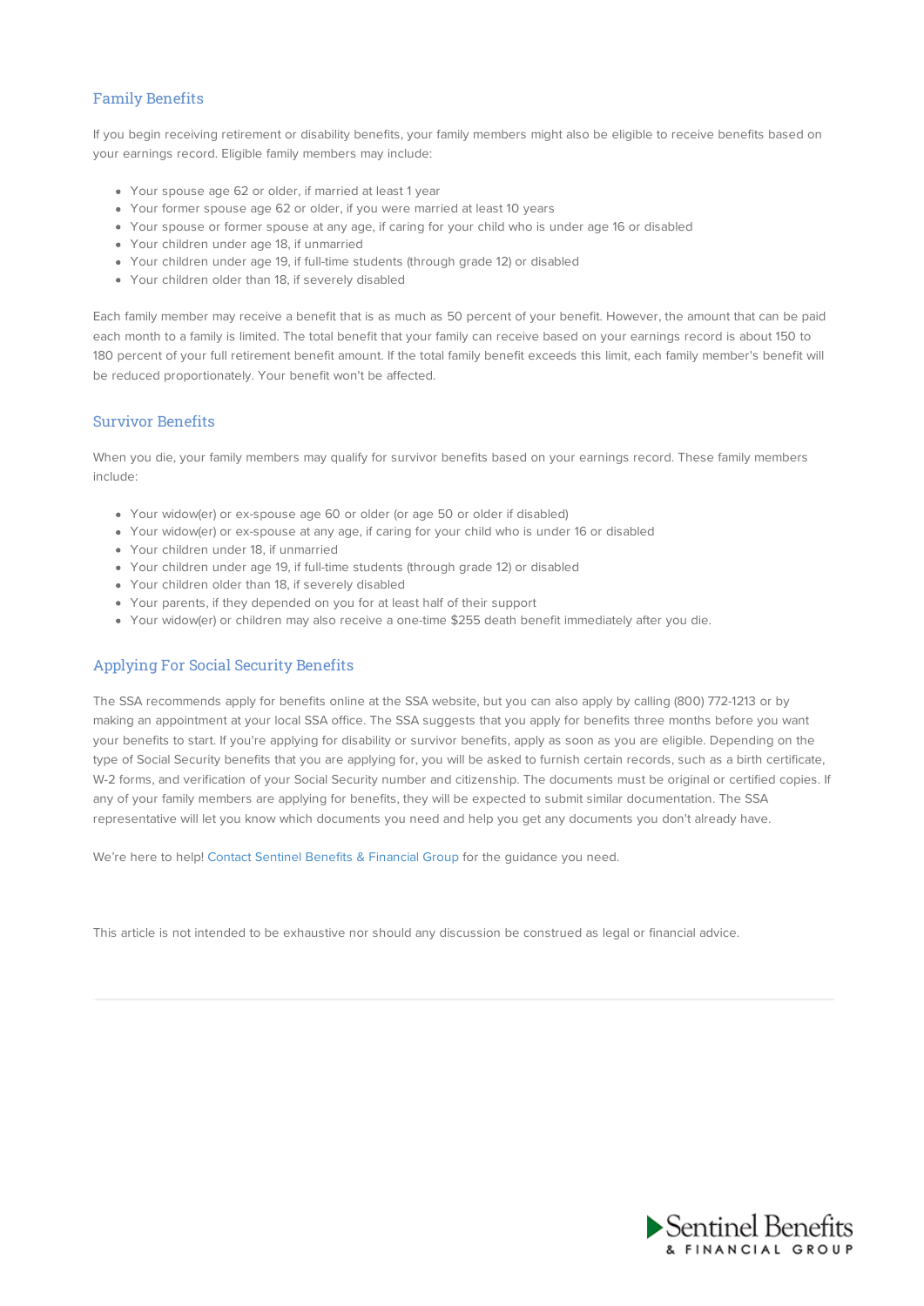## Family Benefits

If you begin receiving retirement or disability benefits, your family members might also be eligible to receive benefits based on your earnings record. Eligible family members may include:

- Your spouse age 62 or older, if married at least 1 year
- Your former spouse age 62 or older, if you were married at least 10 years
- Your spouse or former spouse at any age, if caring for your child who is under age 16 or disabled
- Your children under age 18, if unmarried
- Your children under age 19, if full-time students (through grade 12) or disabled
- Your children older than 18, if severely disabled

Each family member may receive a benefit that is as much as 50 percent of your benefit. However, the amount that can be paid each month to a family is limited. The total benefit that your family can receive based on your earnings record is about 150 to 180 percent of your full retirement benefit amount. If the total family benefit exceeds this limit, each family member's benefit will be reduced proportionately. Your benefit won't be affected.

## Survivor Benefits

When you die, your family members may qualify for survivor benefits based on your earnings record. These family members include:

- Your widow(er) or ex-spouse age 60 or older (or age 50 or older if disabled)
- Your widow(er) or ex-spouse at any age, if caring for your child who is under 16 or disabled
- Your children under 18, if unmarried
- Your children under age 19, if full-time students (through grade 12) or disabled
- Your children older than 18, if severely disabled
- Your parents, if they depended on you for at least half of their support
- Your widow(er) or children may also receive a one-time $255 death benefit immediately after you die.

## Applying For Social Security Benefits

The SSA recommends apply for benefits online at the SSA website, but you can also apply by calling (800) 772-1213 or by making an appointment at your local SSA office. The SSA suggests that you apply for benefits three months before you want your benefits to start. If you're applying for disability or survivor benefits, apply as soon as you are eligible. Depending on the type of Social Security benefits that you are applying for, you will be asked to furnish certain records, such as a birth certificate, W-2 forms, and verification of your Social Security number and citizenship. The documents must be original or certified copies. If any of your family members are applying for benefits, they will be expected to submit similar documentation. The SSA representative will let you know which documents you need and help you get any documents you don't already have.

We're here to help! Contact Sentinel Benefits & Financial Group for the guidance you need.

This article is not intended to be exhaustive nor should any discussion be construed as legal or financial advice.

Sentinel Benefits & FINANCIAL GROUP